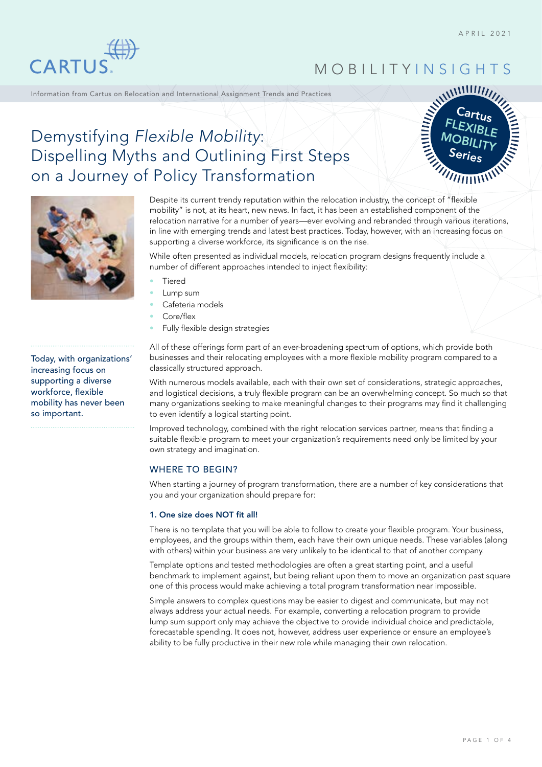# Demystifying *Flexible Mobility*: Dispelling Myths and Outlining First Steps on a Journey of Policy Transformation

Despite its current trendy reputation within the relocation industry, the concept of "flexible mobility" is not, at its heart, new news. In fact, it has been an established component of the relocation narrative for a number of years—ever evolving and rebranded through various iterations, in line with emerging trends and latest best practices. Today, however, with an increasing focus on supporting a diverse workforce, its significance is on the rise.

While often presented as individual models, relocation program designs frequently include a number of different approaches intended to inject flexibility:

- Tiered
- Lump sum
- Cafeteria models
- Core/flex
- Fully flexible design strategies

> Today, with organizations' increasing focus on supporting a diverse workforce, flexible mobility has never been so important.

All of these offerings form part of an ever-broadening spectrum of options, which provide both businesses and their relocating employees with a more flexible mobility program compared to a classically structured approach.

With numerous models available, each with their own set of considerations, strategic approaches, and logistical decisions, a truly flexible program can be an overwhelming concept. So much so that many organizations seeking to make meaningful changes to their programs may find it challenging to even identify a logical starting point.

Improved technology, combined with the right relocation services partner, means that finding a suitable flexible program to meet your organization's requirements need only be limited by your own strategy and imagination.

## WHERE TO BEGIN?

When starting a journey of program transformation, there are a number of key considerations that you and your organization should prepare for:

### 1. One size does NOT fit all!

There is no template that you will be able to follow to create your flexible program. Your business, employees, and the groups within them, each have their own unique needs. These variables (along with others) within your business are very unlikely to be identical to that of another company.

Template options and tested methodologies are often a great starting point, and a useful benchmark to implement against, but being reliant upon them to move an organization past square one of this process would make achieving a total program transformation near impossible.

Simple answers to complex questions may be easier to digest and communicate, but may not always address your actual needs. For example, converting a relocation program to provide lump sum support only may achieve the objective to provide individual choice and predictable, forecastable spending. It does not, however, address user experience or ensure an employee's ability to be fully productive in their new role while managing their own relocation.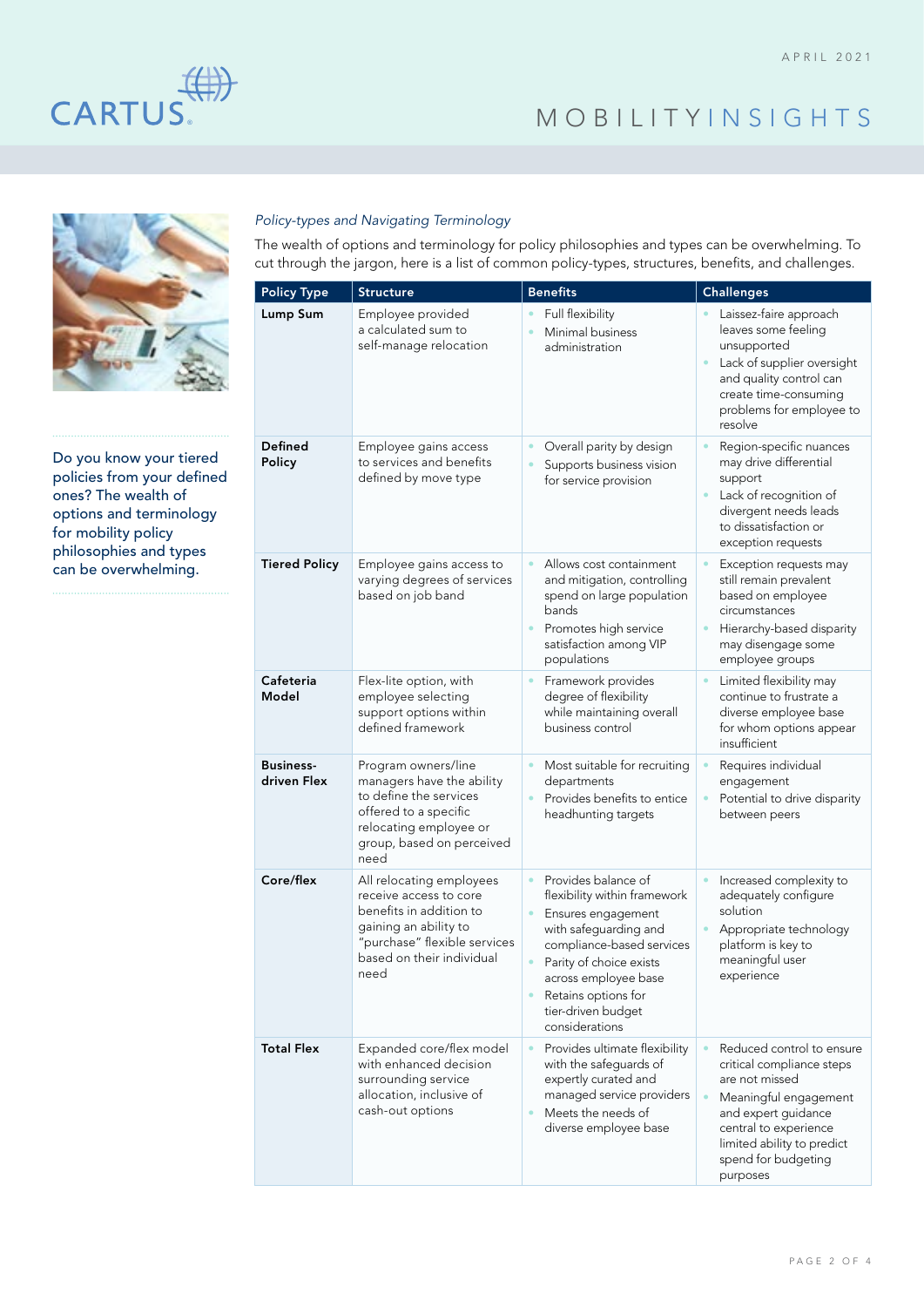Do you know your tiered policies from your defined ones? The wealth of options and terminology for mobility policy philosophies and types can be overwhelming.

*Policy-types and Navigating Terminology*

The wealth of options and terminology for policy philosophies and types can be overwhelming. To cut through the jargon, here is a list of common policy-types, structures, benefits, and challenges.

| Policy Type | Structure | Benefits | Challenges |
|---|---|---|---|
| **Lump Sum** | Employee provided a calculated sum to self-manage relocation | • Full flexibility<br>• Minimal business administration | • Laissez-faire approach leaves some feeling unsupported<br>• Lack of supplier oversight and quality control can create time-consuming problems for employee to resolve |
| **Defined Policy** | Employee gains access to services and benefits defined by move type | • Overall parity by design<br>• Supports business vision for service provision | • Region-specific nuances may drive differential support<br>• Lack of recognition of divergent needs leads to dissatisfaction or exception requests |
| **Tiered Policy** | Employee gains access to varying degrees of services based on job band | • Allows cost containment and mitigation, controlling spend on large population bands<br>• Promotes high service satisfaction among VIP populations | • Exception requests may still remain prevalent based on employee circumstances<br>• Hierarchy-based disparity may disengage some employee groups |
| **Cafeteria Model** | Flex-lite option, with employee selecting support options within defined framework | • Framework provides degree of flexibility while maintaining overall business control | • Limited flexibility may continue to frustrate a diverse employee base for whom options appear insufficient |
| **Business-driven Flex** | Program owners/line managers have the ability to define the services offered to a specific relocating employee or group, based on perceived need | • Most suitable for recruiting departments<br>• Provides benefits to entice headhunting targets | • Requires individual engagement<br>• Potential to drive disparity between peers |
| **Core/flex** | All relocating employees receive access to core benefits in addition to gaining an ability to "purchase" flexible services based on their individual need | • Provides balance of flexibility within framework<br>• Ensures engagement with safeguarding and compliance-based services<br>• Parity of choice exists across employee base<br>• Retains options for tier-driven budget considerations | • Increased complexity to adequately configure solution<br>• Appropriate technology platform is key to meaningful user experience |
| **Total Flex** | Expanded core/flex model with enhanced decision surrounding service allocation, inclusive of cash-out options | • Provides ultimate flexibility with the safeguards of expertly curated and managed service providers<br>• Meets the needs of diverse employee base | • Reduced control to ensure critical compliance steps are not missed<br>• Meaningful engagement and expert guidance central to experience limited ability to predict spend for budgeting purposes |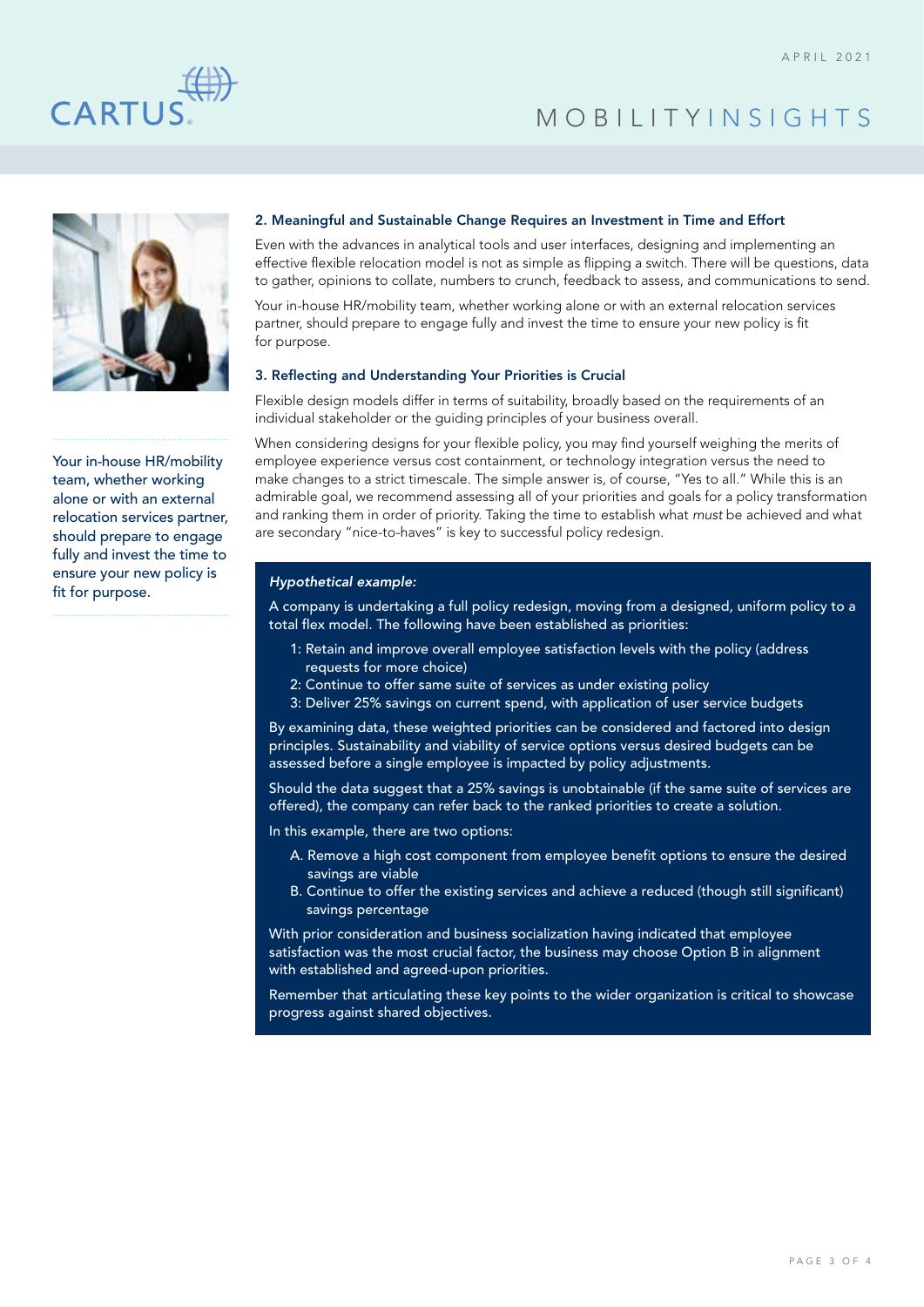### 2. Meaningful and Sustainable Change Requires an Investment in Time and Effort

Even with the advances in analytical tools and user interfaces, designing and implementing an effective flexible relocation model is not as simple as flipping a switch. There will be questions, data to gather, opinions to collate, numbers to crunch, feedback to assess, and communications to send.

Your in-house HR/mobility team, whether working alone or with an external relocation services partner, should prepare to engage fully and invest the time to ensure your new policy is fit for purpose.

Your in-house HR/mobility team, whether working alone or with an external relocation services partner, should prepare to engage fully and invest the time to ensure your new policy is fit for purpose.

### 3. Reflecting and Understanding Your Priorities is Crucial

Flexible design models differ in terms of suitability, broadly based on the requirements of an individual stakeholder or the guiding principles of your business overall.

When considering designs for your flexible policy, you may find yourself weighing the merits of employee experience versus cost containment, or technology integration versus the need to make changes to a strict timescale. The simple answer is, of course, "Yes to all." While this is an admirable goal, we recommend assessing all of your priorities and goals for a policy transformation and ranking them in order of priority. Taking the time to establish what *must* be achieved and what are secondary "nice-to-haves" is key to successful policy redesign.

***Hypothetical example:***

A company is undertaking a full policy redesign, moving from a designed, uniform policy to a total flex model. The following have been established as priorities:

1: Retain and improve overall employee satisfaction levels with the policy (address requests for more choice)
2: Continue to offer same suite of services as under existing policy
3: Deliver 25% savings on current spend, with application of user service budgets

By examining data, these weighted priorities can be considered and factored into design principles. Sustainability and viability of service options versus desired budgets can be assessed before a single employee is impacted by policy adjustments.

Should the data suggest that a 25% savings is unobtainable (if the same suite of services are offered), the company can refer back to the ranked priorities to create a solution.

In this example, there are two options:

A. Remove a high cost component from employee benefit options to ensure the desired savings are viable
B. Continue to offer the existing services and achieve a reduced (though still significant) savings percentage

With prior consideration and business socialization having indicated that employee satisfaction was the most crucial factor, the business may choose Option B in alignment with established and agreed-upon priorities.

Remember that articulating these key points to the wider organization is critical to showcase progress against shared objectives.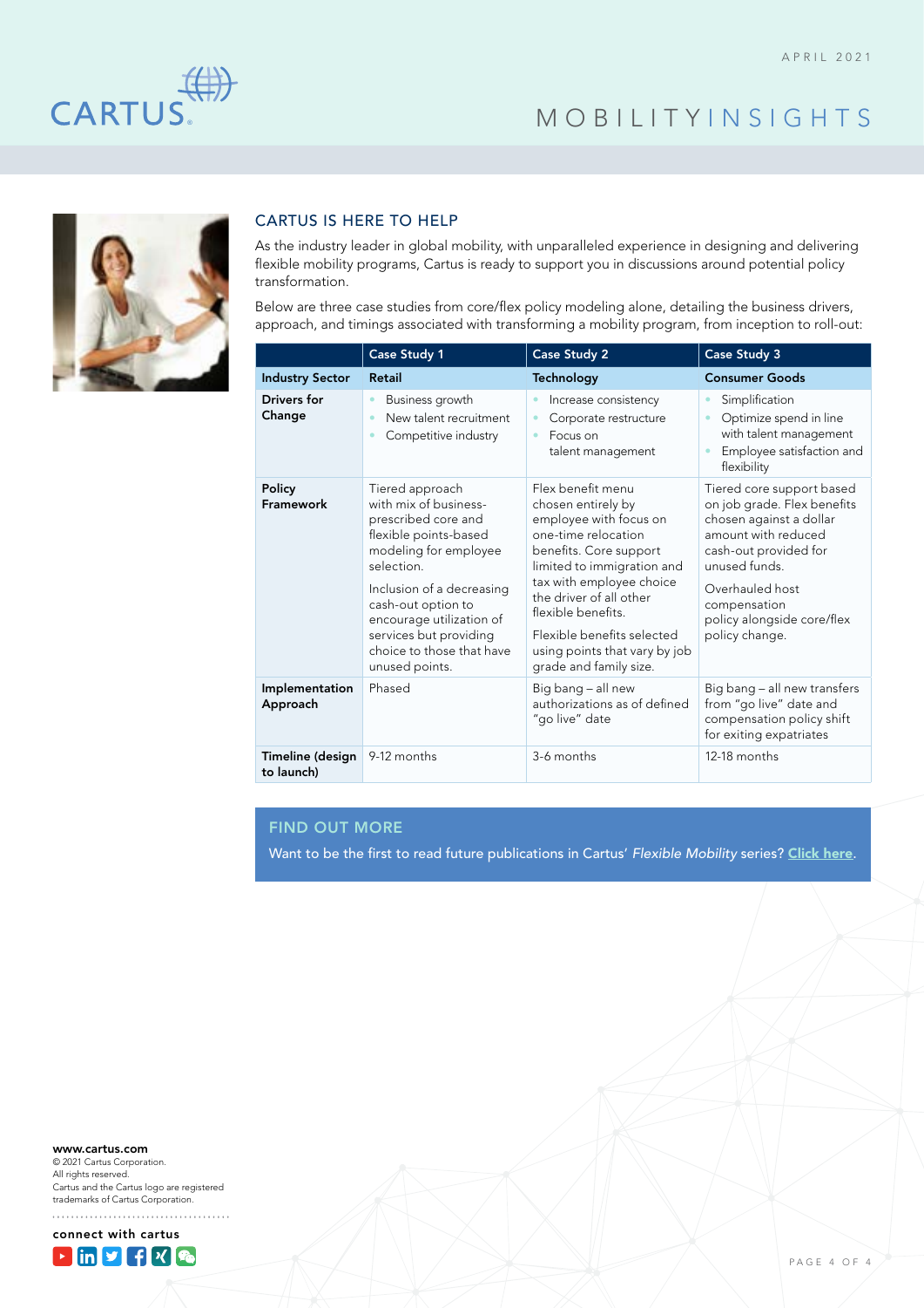## CARTUS IS HERE TO HELP

As the industry leader in global mobility, with unparalleled experience in designing and delivering flexible mobility programs, Cartus is ready to support you in discussions around potential policy transformation.

Below are three case studies from core/flex policy modeling alone, detailing the business drivers, approach, and timings associated with transforming a mobility program, from inception to roll-out:

| | Case Study 1 | Case Study 2 | Case Study 3 |
|---|---|---|---|
| **Industry Sector** | **Retail** | **Technology** | **Consumer Goods** |
| **Drivers for Change** | • Business growth<br>• New talent recruitment<br>• Competitive industry | • Increase consistency<br>• Corporate restructure<br>• Focus on talent management | • Simplification<br>• Optimize spend in line with talent management<br>• Employee satisfaction and flexibility |
| **Policy Framework** | Tiered approach with mix of business-prescribed core and flexible points-based modeling for employee selection.<br><br>Inclusion of a decreasing cash-out option to encourage utilization of services but providing choice to those that have unused points. | Flex benefit menu chosen entirely by employee with focus on one-time relocation benefits. Core support limited to immigration and tax with employee choice the driver of all other flexible benefits.<br><br>Flexible benefits selected using points that vary by job grade and family size. | Tiered core support based on job grade. Flex benefits chosen against a dollar amount with reduced cash-out provided for unused funds.<br><br>Overhauled host compensation policy alongside core/flex policy change. |
| **Implementation Approach** | Phased | Big bang – all new authorizations as of defined "go live" date | Big bang – all new transfers from "go live" date and compensation policy shift for exiting expatriates |
| **Timeline (design to launch)** | 9-12 months | 3-6 months | 12-18 months |

## FIND OUT MORE

Want to be the first to read future publications in Cartus' *Flexible Mobility* series? Click here.

**www.cartus.com**
© 2021 Cartus Corporation.
All rights reserved.
Cartus and the Cartus logo are registered trademarks of Cartus Corporation.

connect with cartus